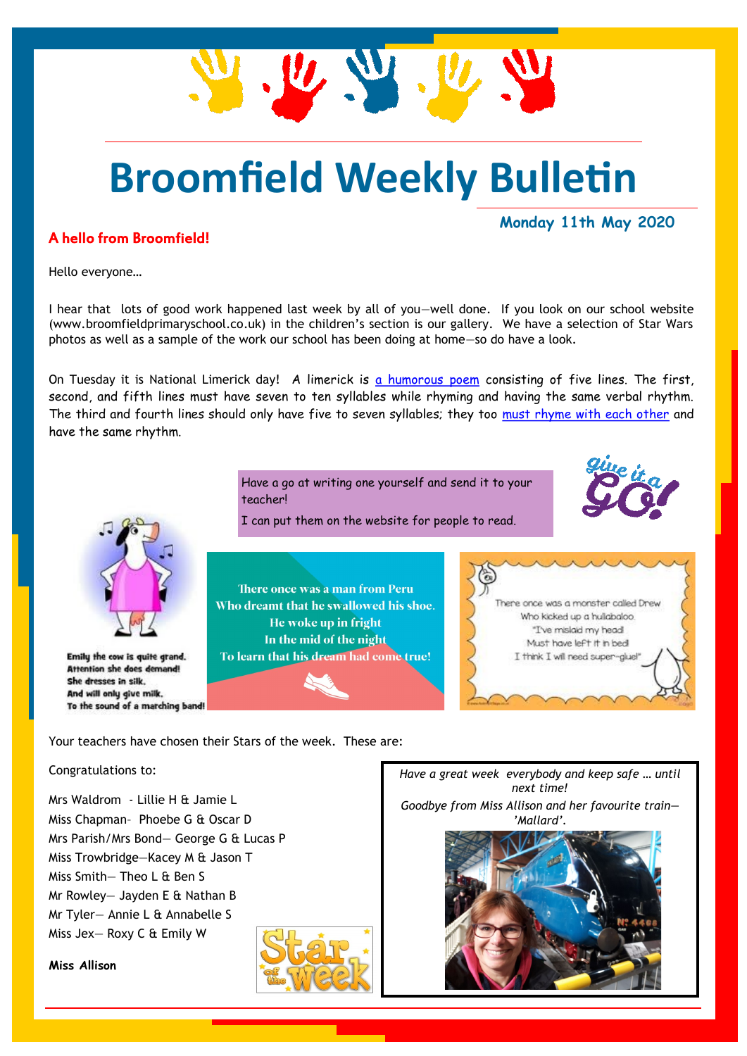# Broomfield Weekly Bulletin

**Monday 11th May 2020**

## A hello from Broomfield!

Hello everyone…

I hear that lots of good work happened last week by all of you—well done. If you look on our school website (www.broomfieldprimaryschool.co.uk) in the children's section is our gallery. We have a selection of Star Wars photos as well as a sample of the work our school has been doing at home—so do have a look.

On Tuesday it is National Limerick day! A limerick is a humorous poem consisting of five lines. The first, second, and fifth lines must have seven to ten syllables while rhyming and having the same verbal rhythm. The third and fourth lines should only have five to seven syllables; they too must rhyme with each other and have the same rhythm.

Have a go at writing one yourself and send it to your teacher!

I can put them on the website for people to read.

give it a GO!

Emily the cow is quite grand.
Attention she does demand!
She dresses in silk.
And will only give milk.
To the sound of a marching band!

There once was a man from Peru
Who dreamt that he swallowed his shoe.
He woke up in fright
In the mid of the night
To learn that his dream had come true!

There once was a monster called Drew
Who kicked up a hullabaloo.
"I've mislaid my head!
Must have left it in bed!
I think I will need super-glue!"

Your teachers have chosen their Stars of the week. These are:

Congratulations to:

Mrs Waldron - Lillie H & Jamie L
Miss Chapman- Phoebe G & Oscar D
Mrs Parish/Mrs Bond— George G & Lucas P
Miss Trowbridge—Kacey M & Jason T
Miss Smith— Theo L & Ben S
Mr Rowley— Jayden E & Nathan B
Mr Tyler— Annie L & Annabelle S
Miss Jex— Roxy C & Emily W

**Miss Allison**

Star of the Week

*Have a great week everybody and keep safe … until next time!*

*Goodbye from Miss Allison and her favourite train—'Mallard'.*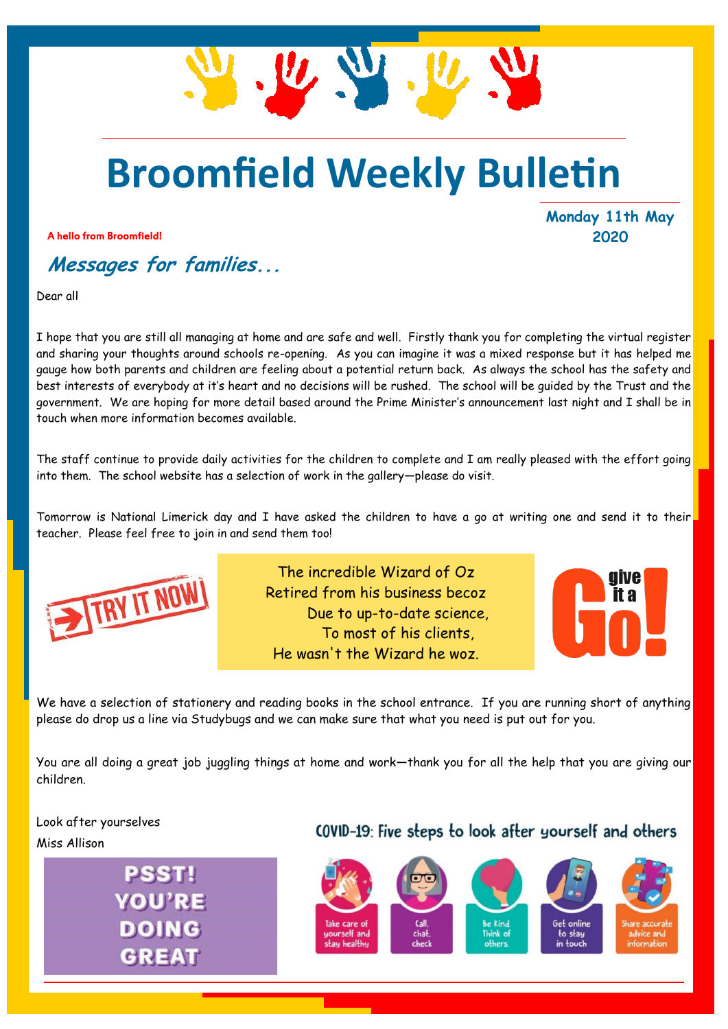# Broomfield Weekly Bulletin

**Monday 11th May 2020**

**A hello from Broomfield!**

## *Messages for families...*

Dear all

I hope that you are still all managing at home and are safe and well. Firstly thank you for completing the virtual register and sharing your thoughts around schools re-opening. As you can imagine it was a mixed response but it has helped me gauge how both parents and children are feeling about a potential return back. As always the school has the safety and best interests of everybody at it's heart and no decisions will be rushed. The school will be guided by the Trust and the government. We are hoping for more detail based around the Prime Minister's announcement last night and I shall be in touch when more information becomes available.

The staff continue to provide daily activities for the children to complete and I am really pleased with the effort going into them. The school website has a selection of work in the gallery—please do visit.

Tomorrow is National Limerick day and I have asked the children to have a go at writing one and send it to their teacher. Please feel free to join in and send them too!

TRY IT NOW!

The incredible Wizard of Oz
Retired from his business becoz
Due to up-to-date science,
To most of his clients,
He wasn't the Wizard he woz.

give it a Go!

We have a selection of stationery and reading books in the school entrance. If you are running short of anything please do drop us a line via Studybugs and we can make sure that what you need is put out for you.

You are all doing a great job juggling things at home and work—thank you for all the help that you are giving our children.

Look after yourselves

Miss Allison

PSST! YOU'RE DOING GREAT

COVID-19: Five steps to look after yourself and others

- Take care of yourself and stay healthy
- Call, chat, check
- Be Kind. Think of others.
- Get online to stay in touch
- Share accurate advice and information